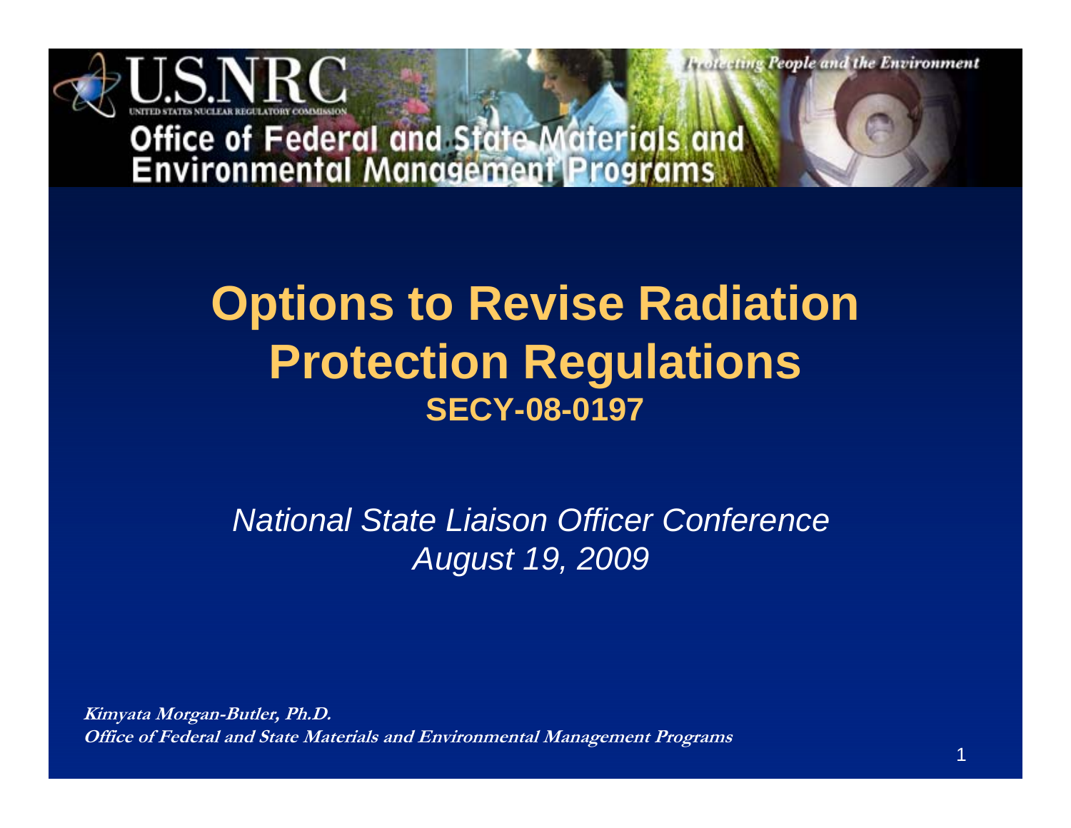U.S.NRC

UNITED STATES NUCLEAR REGULATORY COMMISSION

*Protecting People and the Environment*

Office of Federal and State Materials and Environmental Management Programs

# Options to Revise Radiation Protection Regulations

## SECY-08-0197

*National State Liaison Officer Conference*

*August 19, 2009*

***Kimyata Morgan-Butler, Ph.D.***

***Office of Federal and State Materials and Environmental Management Programs***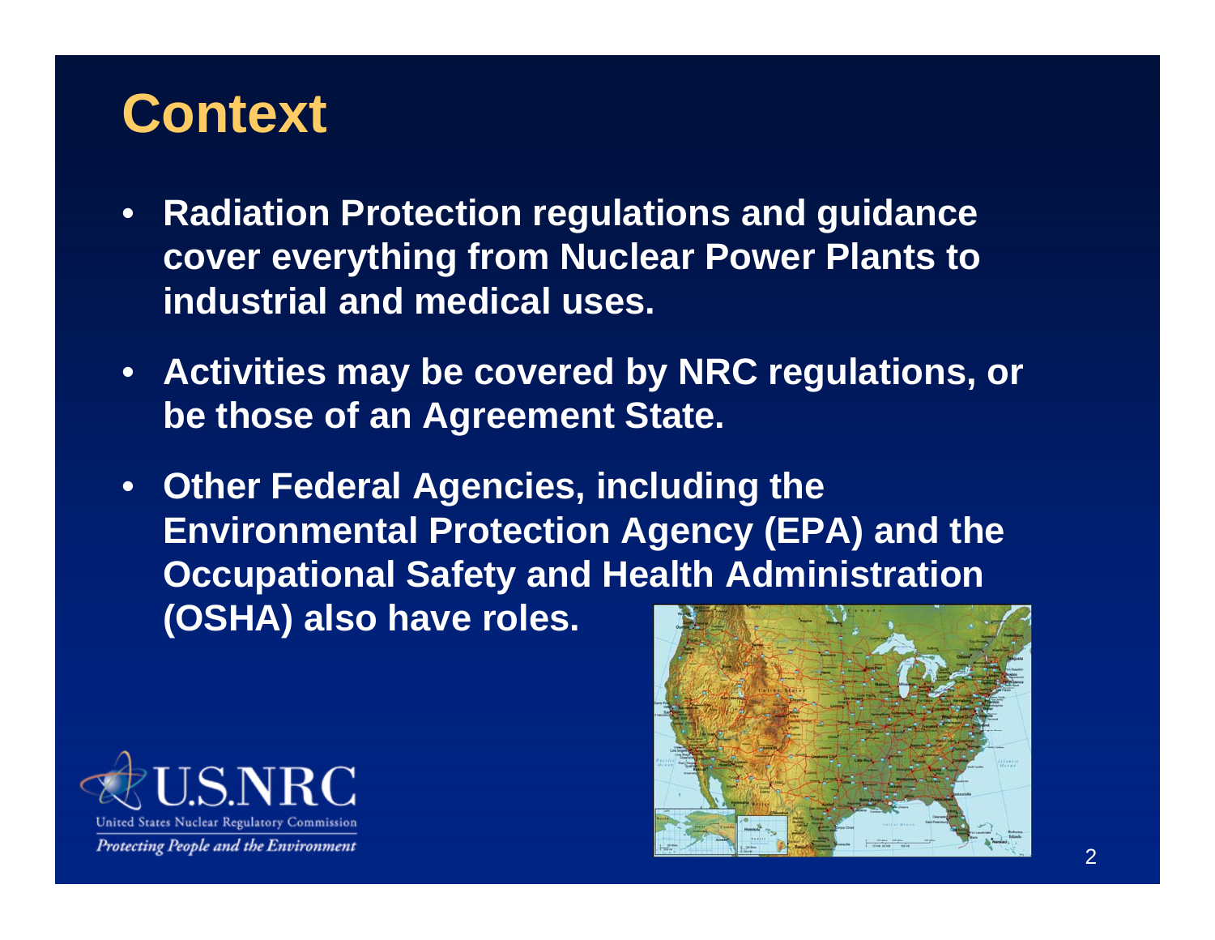# Context

- Radiation Protection regulations and guidance cover everything from Nuclear Power Plants to industrial and medical uses.
- Activities may be covered by NRC regulations, or be those of an Agreement State.
- Other Federal Agencies, including the Environmental Protection Agency (EPA) and the Occupational Safety and Health Administration (OSHA) also have roles.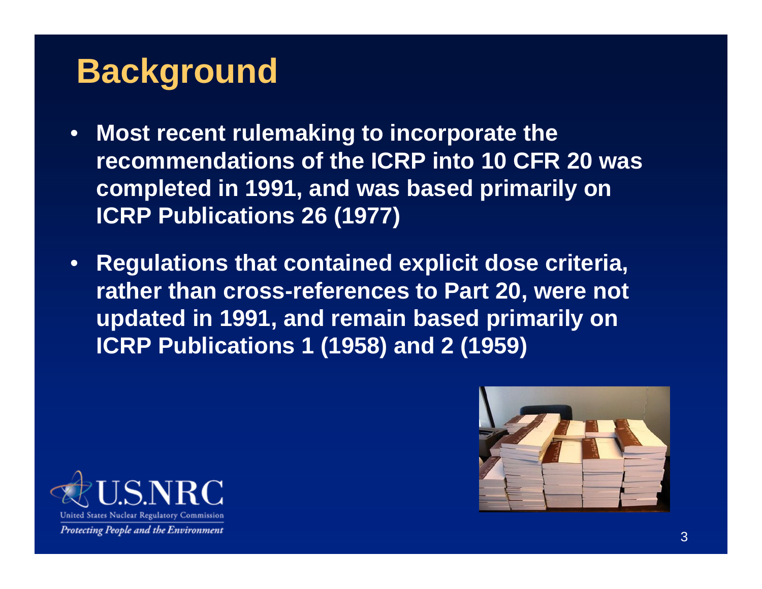# Background

- **Most recent rulemaking to incorporate the recommendations of the ICRP into 10 CFR 20 was completed in 1991, and was based primarily on ICRP Publications 26 (1977)**
- **Regulations that contained explicit dose criteria, rather than cross-references to Part 20, were not updated in 1991, and remain based primarily on ICRP Publications 1 (1958) and 2 (1959)**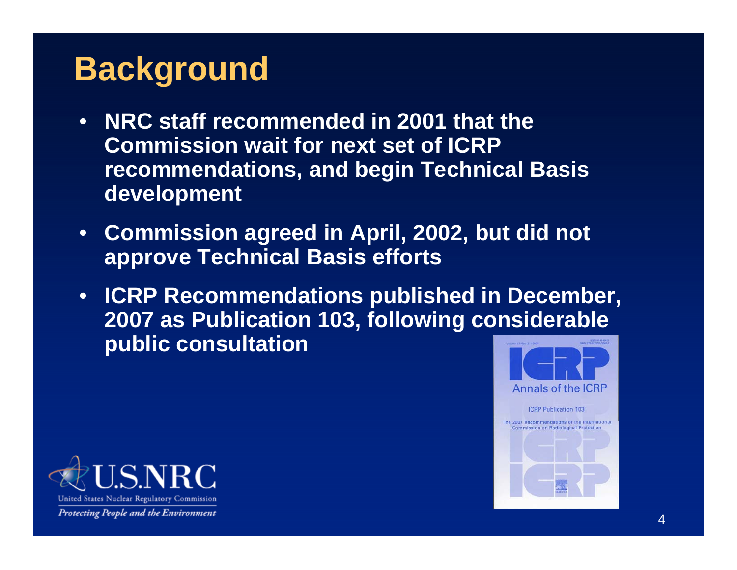# Background

- NRC staff recommended in 2001 that the Commission wait for next set of ICRP recommendations, and begin Technical Basis development
- Commission agreed in April, 2002, but did not approve Technical Basis efforts
- ICRP Recommendations published in December, 2007 as Publication 103, following considerable public consultation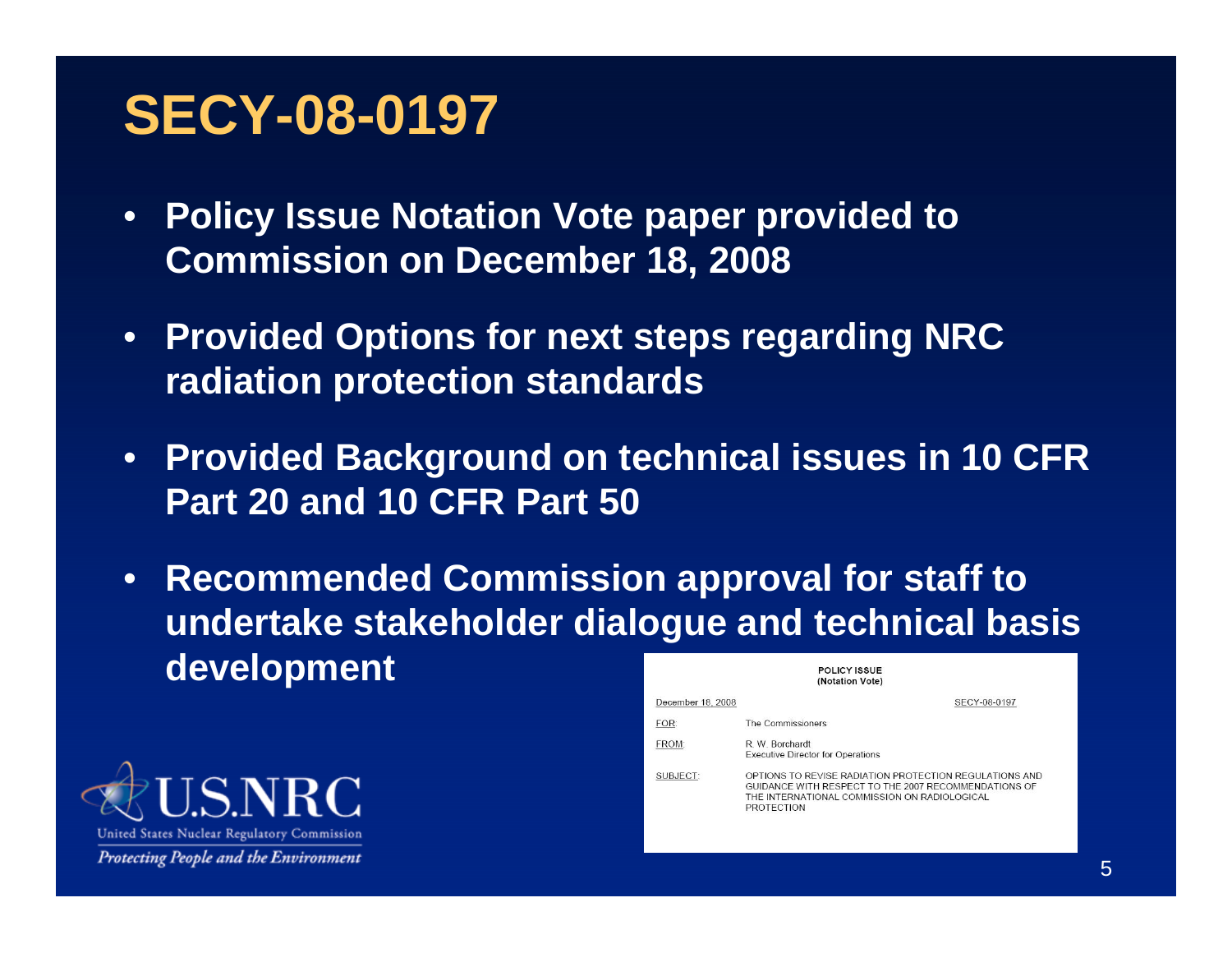# SECY-08-0197

- **Policy Issue Notation Vote paper provided to Commission on December 18, 2008**
- **Provided Options for next steps regarding NRC radiation protection standards**
- **Provided Background on technical issues in 10 CFR Part 20 and 10 CFR Part 50**
- **Recommended Commission approval for staff to undertake stakeholder dialogue and technical basis development**

POLICY ISSUE
(Notation Vote)

December 18, 2008 SECY-08-0197

FOR: The Commissioners

FROM: R. W. Borchardt
Executive Director for Operations

SUBJECT: OPTIONS TO REVISE RADIATION PROTECTION REGULATIONS AND GUIDANCE WITH RESPECT TO THE 2007 RECOMMENDATIONS OF THE INTERNATIONAL COMMISSION ON RADIOLOGICAL PROTECTION

U.S.NRC
United States Nuclear Regulatory Commission
*Protecting People and the Environment*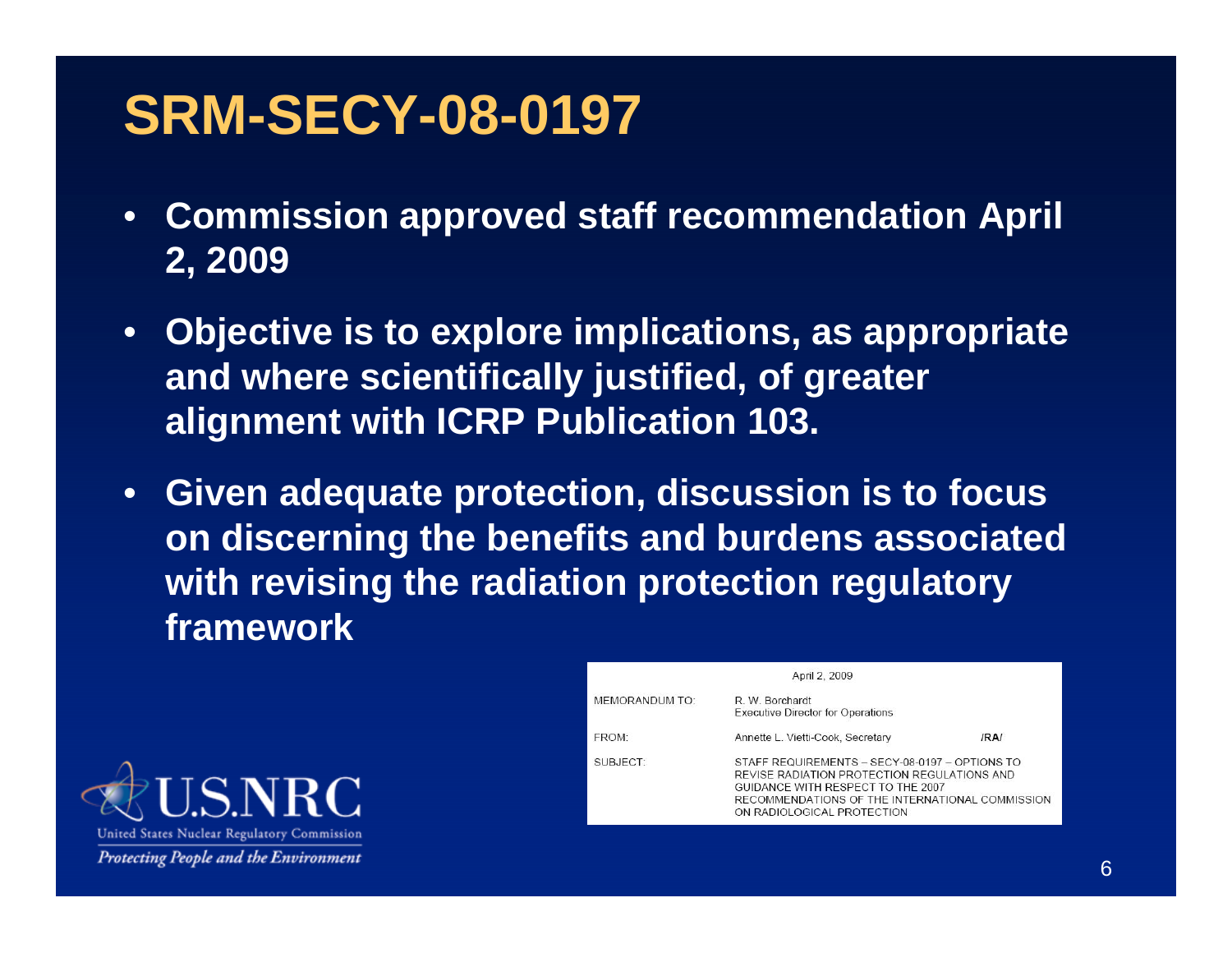# SRM-SECY-08-0197

- **Commission approved staff recommendation April 2, 2009**
- **Objective is to explore implications, as appropriate and where scientifically justified, of greater alignment with ICRP Publication 103.**
- **Given adequate protection, discussion is to focus on discerning the benefits and burdens associated with revising the radiation protection regulatory framework**

April 2, 2009

| | | |
|---|---|---|
| MEMORANDUM TO: | R. W. Borchardt<br>Executive Director for Operations | |
| FROM: | Annette L. Vietti-Cook, Secretary | /RA/ |
| SUBJECT: | STAFF REQUIREMENTS – SECY-08-0197 – OPTIONS TO REVISE RADIATION PROTECTION REGULATIONS AND GUIDANCE WITH RESPECT TO THE 2007 RECOMMENDATIONS OF THE INTERNATIONAL COMMISSION ON RADIOLOGICAL PROTECTION | |

U.S.NRC
United States Nuclear Regulatory Commission
*Protecting People and the Environment*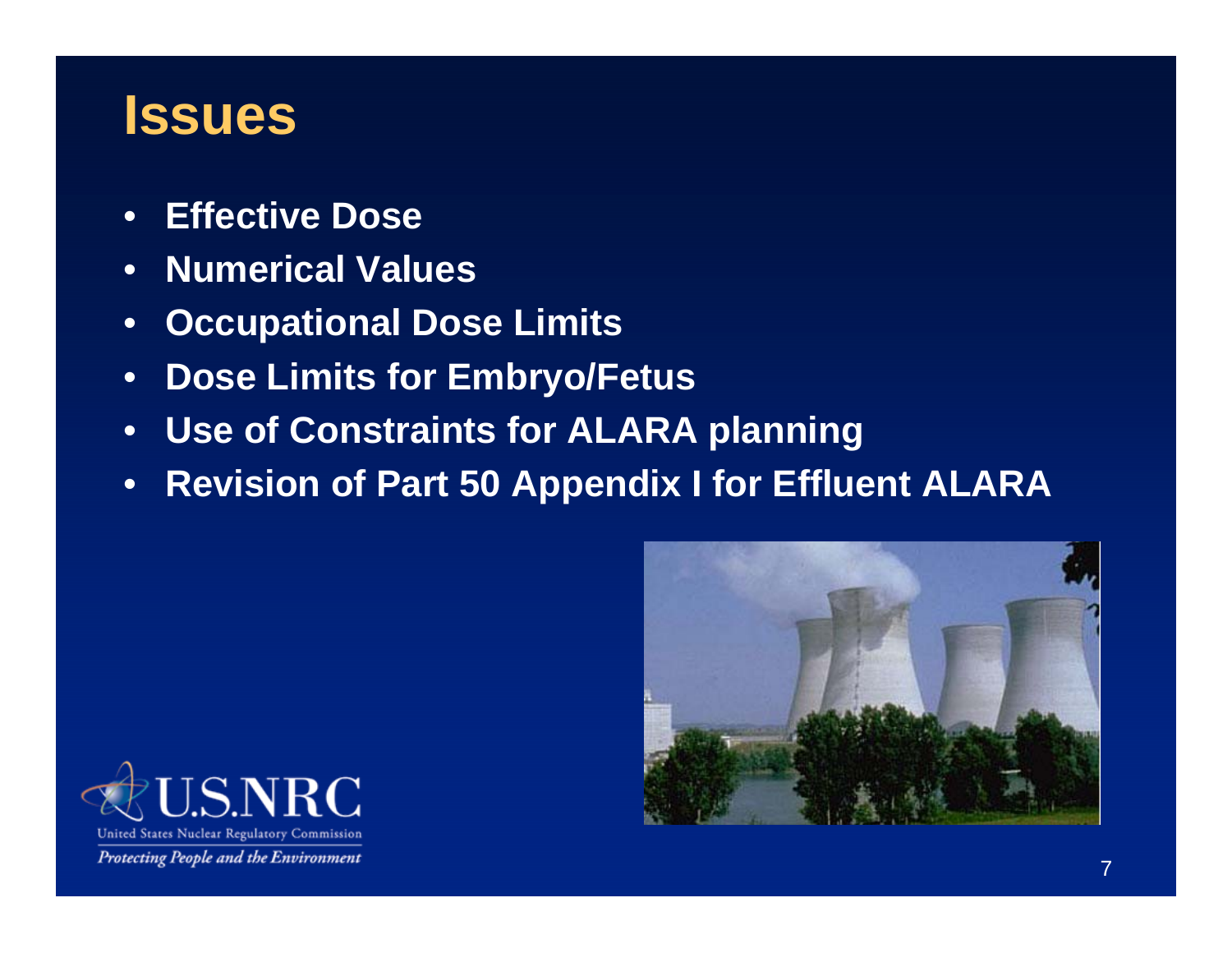# Issues

- **Effective Dose**
- **Numerical Values**
- **Occupational Dose Limits**
- **Dose Limits for Embryo/Fetus**
- **Use of Constraints for ALARA planning**
- **Revision of Part 50 Appendix I for Effluent ALARA**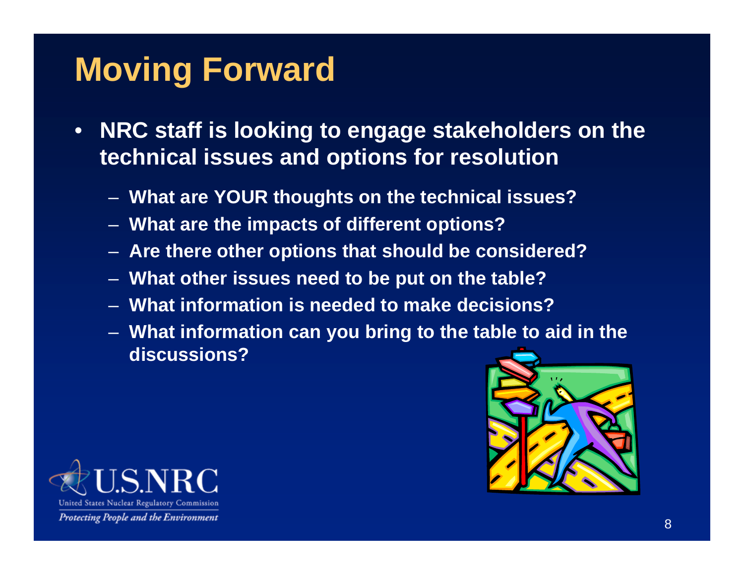# Moving Forward

- **NRC staff is looking to engage stakeholders on the technical issues and options for resolution**
  - **What are YOUR thoughts on the technical issues?**
  - **What are the impacts of different options?**
  - **Are there other options that should be considered?**
  - **What other issues need to be put on the table?**
  - **What information is needed to make decisions?**
  - **What information can you bring to the table to aid in the discussions?**

U.S.NRC
United States Nuclear Regulatory Commission
*Protecting People and the Environment*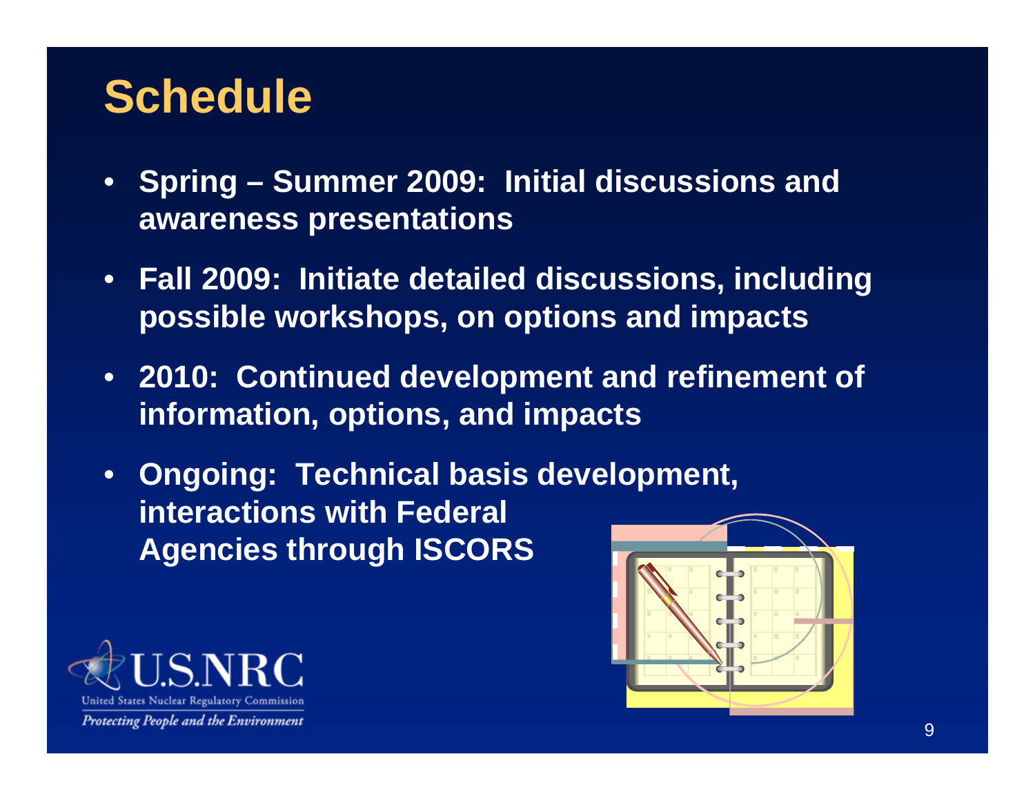# Schedule

- **Spring – Summer 2009: Initial discussions and awareness presentations**
- **Fall 2009: Initiate detailed discussions, including possible workshops, on options and impacts**
- **2010: Continued development and refinement of information, options, and impacts**
- **Ongoing: Technical basis development, interactions with Federal Agencies through ISCORS**

U.S.NRC
United States Nuclear Regulatory Commission
*Protecting People and the Environment*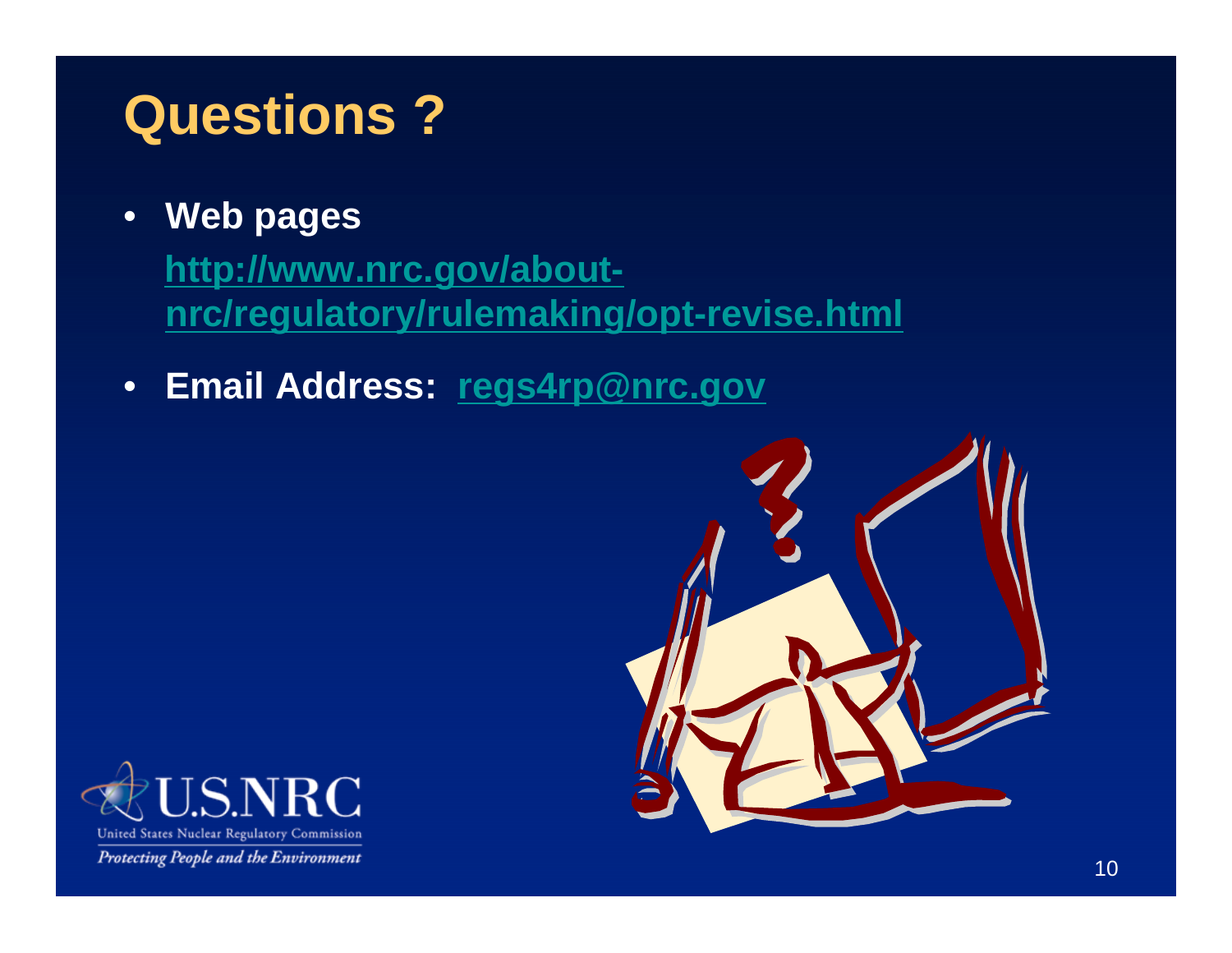# Questions ?

- **Web pages**

  **http://www.nrc.gov/about-nrc/regulatory/rulemaking/opt-revise.html**

- **Email Address: regs4rp@nrc.gov**

U.S.NRC

United States Nuclear Regulatory Commission

*Protecting People and the Environment*